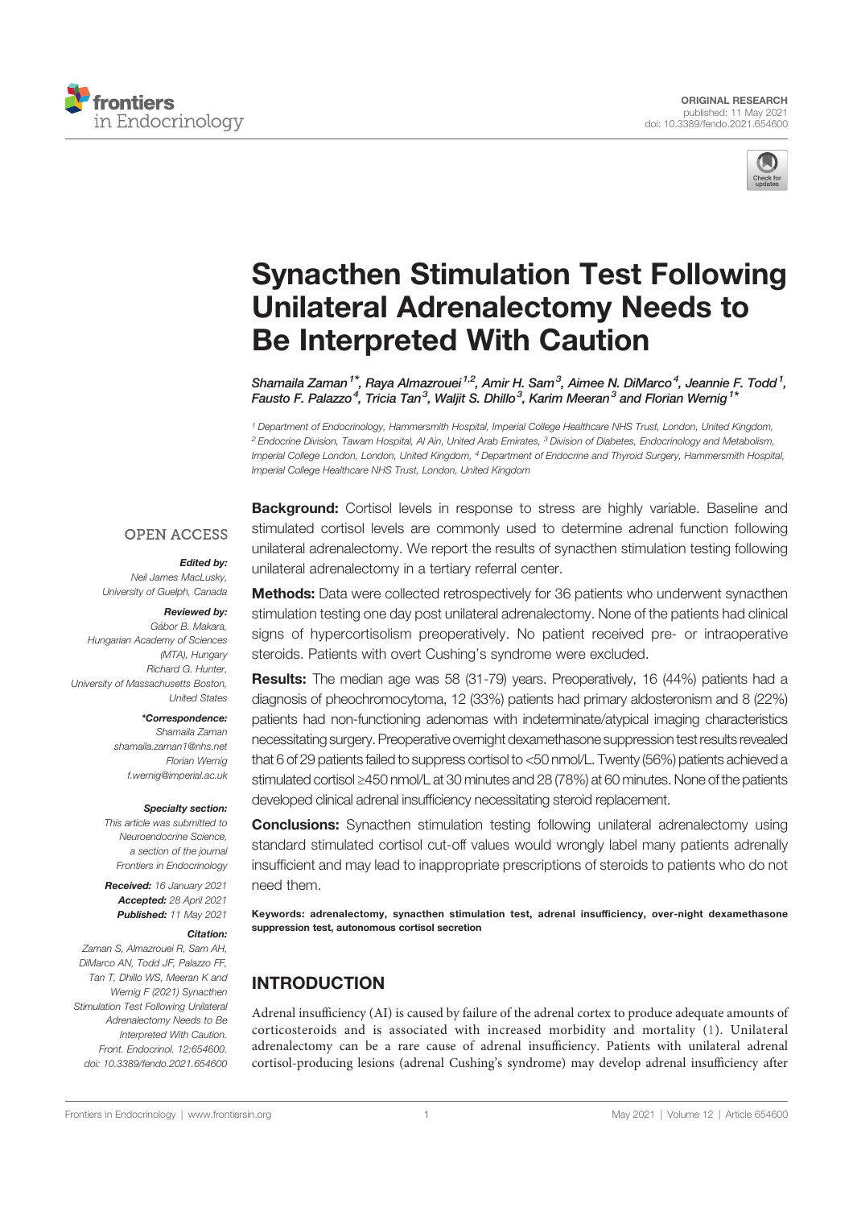ORIGINAL RESEARCH
published: 11 May 2021
doi: 10.3389/fendo.2021.654600

# Synacthen Stimulation Test Following Unilateral Adrenalectomy Needs to Be Interpreted With Caution

*Shamaila Zaman[1*], Raya Almazrouei[1,2], Amir H. Sam[3], Aimee N. DiMarco[4], Jeannie F. Todd[1], Fausto F. Palazzo[4], Tricia Tan[3], Waljit S. Dhillo[3], Karim Meeran[3] and Florian Wernig[1*]*

[1] Department of Endocrinology, Hammersmith Hospital, Imperial College Healthcare NHS Trust, London, United Kingdom, [2] Endocrine Division, Tawam Hospital, Al Ain, United Arab Emirates, [3] Division of Diabetes, Endocrinology and Metabolism, Imperial College London, London, United Kingdom, [4] Department of Endocrine and Thyroid Surgery, Hammersmith Hospital, Imperial College Healthcare NHS Trust, London, United Kingdom

OPEN ACCESS

**Edited by:**
*Neil James MacLusky, University of Guelph, Canada*

**Reviewed by:**
*Gábor B. Makara, Hungarian Academy of Sciences (MTA), Hungary*
*Richard G. Hunter, University of Massachusetts Boston, United States*

***Correspondence:**
*Shamaila Zaman shamaila.zaman1@nhs.net*
*Florian Wernig f.wernig@imperial.ac.uk*

**Specialty section:**
*This article was submitted to Neuroendocrine Science, a section of the journal Frontiers in Endocrinology*

**Received:** *16 January 2021*
**Accepted:** *28 April 2021*
**Published:** *11 May 2021*

**Citation:**
*Zaman S, Almazrouei R, Sam AH, DiMarco AN, Todd JF, Palazzo FF, Tan T, Dhillo WS, Meeran K and Wernig F (2021) Synacthen Stimulation Test Following Unilateral Adrenalectomy Needs to Be Interpreted With Caution. Front. Endocrinol. 12:654600. doi: 10.3389/fendo.2021.654600*

**Background:** Cortisol levels in response to stress are highly variable. Baseline and stimulated cortisol levels are commonly used to determine adrenal function following unilateral adrenalectomy. We report the results of synacthen stimulation testing following unilateral adrenalectomy in a tertiary referral center.

**Methods:** Data were collected retrospectively for 36 patients who underwent synacthen stimulation testing one day post unilateral adrenalectomy. None of the patients had clinical signs of hypercortisolism preoperatively. No patient received pre- or intraoperative steroids. Patients with overt Cushing's syndrome were excluded.

**Results:** The median age was 58 (31-79) years. Preoperatively, 16 (44%) patients had a diagnosis of pheochromocytoma, 12 (33%) patients had primary aldosteronism and 8 (22%) patients had non-functioning adenomas with indeterminate/atypical imaging characteristics necessitating surgery. Preoperative overnight dexamethasone suppression test results revealed that 6 of 29 patients failed to suppress cortisol to <50 nmol/L. Twenty (56%) patients achieved a stimulated cortisol ≥450 nmol/L at 30 minutes and 28 (78%) at 60 minutes. None of the patients developed clinical adrenal insufficiency necessitating steroid replacement.

**Conclusions:** Synacthen stimulation testing following unilateral adrenalectomy using standard stimulated cortisol cut-off values would wrongly label many patients adrenally insufficient and may lead to inappropriate prescriptions of steroids to patients who do not need them.

**Keywords: adrenalectomy, synacthen stimulation test, adrenal insufficiency, over-night dexamethasone suppression test, autonomous cortisol secretion**

## INTRODUCTION

Adrenal insufficiency (AI) is caused by failure of the adrenal cortex to produce adequate amounts of corticosteroids and is associated with increased morbidity and mortality (1). Unilateral adrenalectomy can be a rare cause of adrenal insufficiency. Patients with unilateral adrenal cortisol-producing lesions (adrenal Cushing's syndrome) may develop adrenal insufficiency after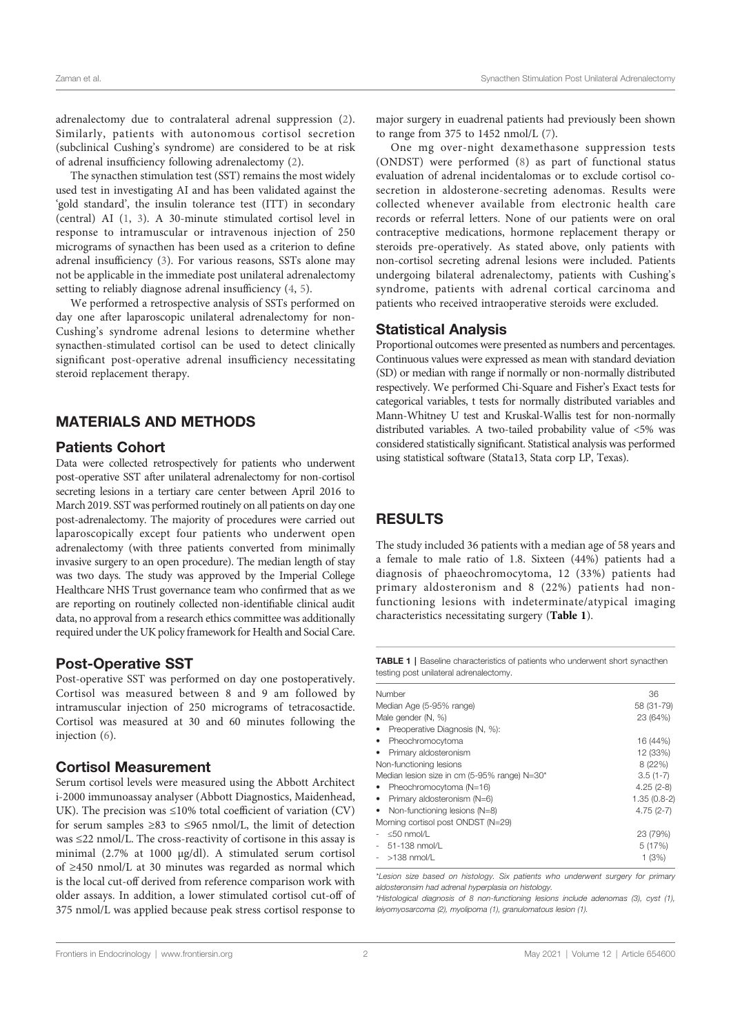adrenalectomy due to contralateral adrenal suppression (2). Similarly, patients with autonomous cortisol secretion (subclinical Cushing's syndrome) are considered to be at risk of adrenal insufficiency following adrenalectomy (2).

The synacthen stimulation test (SST) remains the most widely used test in investigating AI and has been validated against the 'gold standard', the insulin tolerance test (ITT) in secondary (central) AI (1, 3). A 30-minute stimulated cortisol level in response to intramuscular or intravenous injection of 250 micrograms of synacthen has been used as a criterion to define adrenal insufficiency (3). For various reasons, SSTs alone may not be applicable in the immediate post unilateral adrenalectomy setting to reliably diagnose adrenal insufficiency (4, 5).

We performed a retrospective analysis of SSTs performed on day one after laparoscopic unilateral adrenalectomy for non-Cushing's syndrome adrenal lesions to determine whether synacthen-stimulated cortisol can be used to detect clinically significant post-operative adrenal insufficiency necessitating steroid replacement therapy.

## MATERIALS AND METHODS

### Patients Cohort

Data were collected retrospectively for patients who underwent post-operative SST after unilateral adrenalectomy for non-cortisol secreting lesions in a tertiary care center between April 2016 to March 2019. SST was performed routinely on all patients on day one post-adrenalectomy. The majority of procedures were carried out laparoscopically except four patients who underwent open adrenalectomy (with three patients converted from minimally invasive surgery to an open procedure). The median length of stay was two days. The study was approved by the Imperial College Healthcare NHS Trust governance team who confirmed that as we are reporting on routinely collected non-identifiable clinical audit data, no approval from a research ethics committee was additionally required under the UK policy framework for Health and Social Care.

### Post-Operative SST

Post-operative SST was performed on day one postoperatively. Cortisol was measured between 8 and 9 am followed by intramuscular injection of 250 micrograms of tetracosactide. Cortisol was measured at 30 and 60 minutes following the injection (6).

### Cortisol Measurement

Serum cortisol levels were measured using the Abbott Architect i-2000 immunoassay analyser (Abbott Diagnostics, Maidenhead, UK). The precision was ≤10% total coefficient of variation (CV) for serum samples ≥83 to ≤965 nmol/L, the limit of detection was ≤22 nmol/L. The cross-reactivity of cortisone in this assay is minimal (2.7% at 1000 µg/dl). A stimulated serum cortisol of ≥450 nmol/L at 30 minutes was regarded as normal which is the local cut-off derived from reference comparison work with older assays. In addition, a lower stimulated cortisol cut-off of 375 nmol/L was applied because peak stress cortisol response to major surgery in euadrenal patients had previously been shown to range from 375 to 1452 nmol/L (7).

One mg over-night dexamethasone suppression tests (ONDST) were performed (8) as part of functional status evaluation of adrenal incidentalomas or to exclude cortisol co-secretion in aldosterone-secreting adenomas. Results were collected whenever available from electronic health care records or referral letters. None of our patients were on oral contraceptive medications, hormone replacement therapy or steroids pre-operatively. As stated above, only patients with non-cortisol secreting adrenal lesions were included. Patients undergoing bilateral adrenalectomy, patients with Cushing's syndrome, patients with adrenal cortical carcinoma and patients who received intraoperative steroids were excluded.

### Statistical Analysis

Proportional outcomes were presented as numbers and percentages. Continuous values were expressed as mean with standard deviation (SD) or median with range if normally or non-normally distributed respectively. We performed Chi-Square and Fisher's Exact tests for categorical variables, t tests for normally distributed variables and Mann-Whitney U test and Kruskal-Wallis test for non-normally distributed variables. A two-tailed probability value of <5% was considered statistically significant. Statistical analysis was performed using statistical software (Stata13, Stata corp LP, Texas).

## RESULTS

The study included 36 patients with a median age of 58 years and a female to male ratio of 1.8. Sixteen (44%) patients had a diagnosis of phaeochromocytoma, 12 (33%) patients had primary aldosteronism and 8 (22%) patients had non-functioning lesions with indeterminate/atypical imaging characteristics necessitating surgery (**Table 1**).

**TABLE 1** | Baseline characteristics of patients who underwent short synacthen testing post unilateral adrenalectomy.

| | |
|---|---|
| Number | 36 |
| Median Age (5-95% range) | 58 (31-79) |
| Male gender (N, %) | 23 (64%) |
| • Preoperative Diagnosis (N, %): | |
| • Pheochromocytoma | 16 (44%) |
| • Primary aldosteronism | 12 (33%) |
| Non-functioning lesions | 8 (22%) |
| Median lesion size in cm (5-95% range) N=30* | 3.5 (1-7) |
| • Pheochromocytoma (N=16) | 4.25 (2-8) |
| • Primary aldosteronism (N=6) | 1.35 (0.8-2) |
| • Non-functioning lesions (N=8) | 4.75 (2-7) |
| Morning cortisol post ONDST (N=29) | |
| - ≤50 nmol/L | 23 (79%) |
| - 51-138 nmol/L | 5 (17%) |
| - >138 nmol/L | 1 (3%) |

*Lesion size based on histology. Six patients who underwent surgery for primary aldosteronsim had adrenal hyperplasia on histology.

*Histological diagnosis of 8 non-functioning lesions include adenomas (3), cyst (1), leiyomyosarcoma (2), myolipoma (1), granulomatous lesion (1).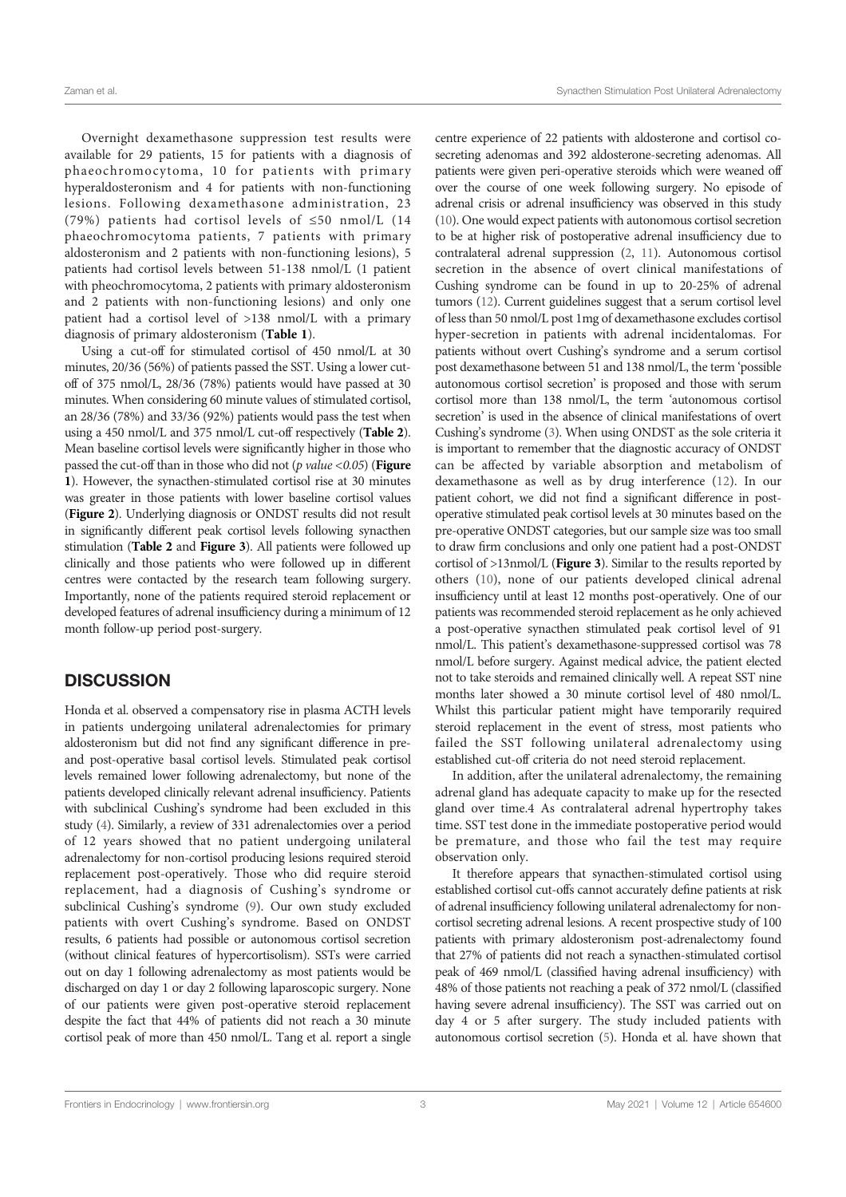Overnight dexamethasone suppression test results were available for 29 patients, 15 for patients with a diagnosis of phaeochromocytoma, 10 for patients with primary hyperaldosteronism and 4 for patients with non-functioning lesions. Following dexamethasone administration, 23 (79%) patients had cortisol levels of ≤50 nmol/L (14 phaeochromocytoma patients, 7 patients with primary aldosteronism and 2 patients with non-functioning lesions), 5 patients had cortisol levels between 51-138 nmol/L (1 patient with pheochromocytoma, 2 patients with primary aldosteronism and 2 patients with non-functioning lesions) and only one patient had a cortisol level of >138 nmol/L with a primary diagnosis of primary aldosteronism (**Table 1**).

Using a cut-off for stimulated cortisol of 450 nmol/L at 30 minutes, 20/36 (56%) of patients passed the SST. Using a lower cut-off of 375 nmol/L, 28/36 (78%) patients would have passed at 30 minutes. When considering 60 minute values of stimulated cortisol, an 28/36 (78%) and 33/36 (92%) patients would pass the test when using a 450 nmol/L and 375 nmol/L cut-off respectively (**Table 2**). Mean baseline cortisol levels were significantly higher in those who passed the cut-off than in those who did not (*p value <0.05*) (**Figure 1**). However, the synacthen-stimulated cortisol rise at 30 minutes was greater in those patients with lower baseline cortisol values (**Figure 2**). Underlying diagnosis or ONDST results did not result in significantly different peak cortisol levels following synacthen stimulation (**Table 2** and **Figure 3**). All patients were followed up clinically and those patients who were followed up in different centres were contacted by the research team following surgery. Importantly, none of the patients required steroid replacement or developed features of adrenal insufficiency during a minimum of 12 month follow-up period post-surgery.

## DISCUSSION

Honda et al. observed a compensatory rise in plasma ACTH levels in patients undergoing unilateral adrenalectomies for primary aldosteronism but did not find any significant difference in pre- and post-operative basal cortisol levels. Stimulated peak cortisol levels remained lower following adrenalectomy, but none of the patients developed clinically relevant adrenal insufficiency. Patients with subclinical Cushing's syndrome had been excluded in this study (4). Similarly, a review of 331 adrenalectomies over a period of 12 years showed that no patient undergoing unilateral adrenalectomy for non-cortisol producing lesions required steroid replacement post-operatively. Those who did require steroid replacement, had a diagnosis of Cushing's syndrome or subclinical Cushing's syndrome (9). Our own study excluded patients with overt Cushing's syndrome. Based on ONDST results, 6 patients had possible or autonomous cortisol secretion (without clinical features of hypercortisolism). SSTs were carried out on day 1 following adrenalectomy as most patients would be discharged on day 1 or day 2 following laparoscopic surgery. None of our patients were given post-operative steroid replacement despite the fact that 44% of patients did not reach a 30 minute cortisol peak of more than 450 nmol/L. Tang et al. report a single centre experience of 22 patients with aldosterone and cortisol co-secreting adenomas and 392 aldosterone-secreting adenomas. All patients were given peri-operative steroids which were weaned off over the course of one week following surgery. No episode of adrenal crisis or adrenal insufficiency was observed in this study (10). One would expect patients with autonomous cortisol secretion to be at higher risk of postoperative adrenal insufficiency due to contralateral adrenal suppression (2, 11). Autonomous cortisol secretion in the absence of overt clinical manifestations of Cushing syndrome can be found in up to 20-25% of adrenal tumors (12). Current guidelines suggest that a serum cortisol level of less than 50 nmol/L post 1mg of dexamethasone excludes cortisol hyper-secretion in patients with adrenal incidentalomas. For patients without overt Cushing's syndrome and a serum cortisol post dexamethasone between 51 and 138 nmol/L, the term 'possible autonomous cortisol secretion' is proposed and those with serum cortisol more than 138 nmol/L, the term 'autonomous cortisol secretion' is used in the absence of clinical manifestations of overt Cushing's syndrome (3). When using ONDST as the sole criteria it is important to remember that the diagnostic accuracy of ONDST can be affected by variable absorption and metabolism of dexamethasone as well as by drug interference (12). In our patient cohort, we did not find a significant difference in post-operative stimulated peak cortisol levels at 30 minutes based on the pre-operative ONDST categories, but our sample size was too small to draw firm conclusions and only one patient had a post-ONDST cortisol of >13nmol/L (**Figure 3**). Similar to the results reported by others (10), none of our patients developed clinical adrenal insufficiency until at least 12 months post-operatively. One of our patients was recommended steroid replacement as he only achieved a post-operative synacthen stimulated peak cortisol level of 91 nmol/L. This patient's dexamethasone-suppressed cortisol was 78 nmol/L before surgery. Against medical advice, the patient elected not to take steroids and remained clinically well. A repeat SST nine months later showed a 30 minute cortisol level of 480 nmol/L. Whilst this particular patient might have temporarily required steroid replacement in the event of stress, most patients who failed the SST following unilateral adrenalectomy using established cut-off criteria do not need steroid replacement.

In addition, after the unilateral adrenalectomy, the remaining adrenal gland has adequate capacity to make up for the resected gland over time.4 As contralateral adrenal hypertrophy takes time. SST test done in the immediate postoperative period would be premature, and those who fail the test may require observation only.

It therefore appears that synacthen-stimulated cortisol using established cortisol cut-offs cannot accurately define patients at risk of adrenal insufficiency following unilateral adrenalectomy for non-cortisol secreting adrenal lesions. A recent prospective study of 100 patients with primary aldosteronism post-adrenalectomy found that 27% of patients did not reach a synacthen-stimulated cortisol peak of 469 nmol/L (classified having adrenal insufficiency) with 48% of those patients not reaching a peak of 372 nmol/L (classified having severe adrenal insufficiency). The SST was carried out on day 4 or 5 after surgery. The study included patients with autonomous cortisol secretion (5). Honda et al. have shown that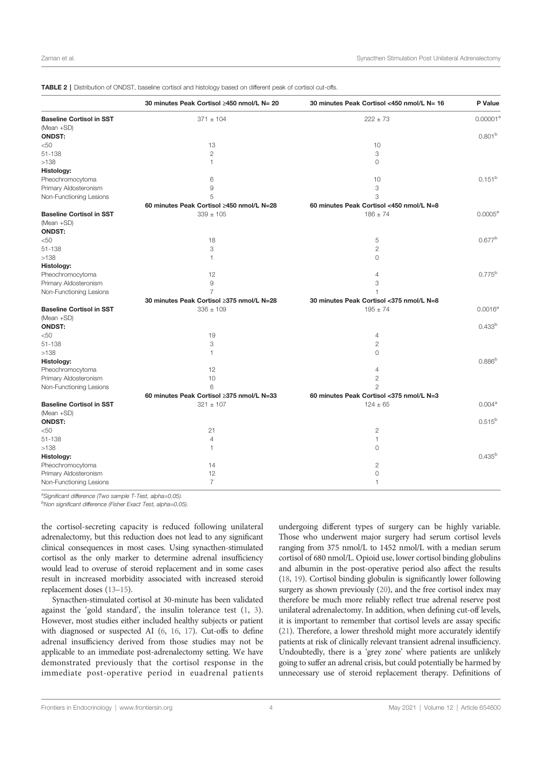**TABLE 2** | Distribution of ONDST, baseline cortisol and histology based on different peak of cortisol cut-offs.

| | 30 minutes Peak Cortisol ≥450 nmol/L N= 20 | 30 minutes Peak Cortisol <450 nmol/L N= 16 | P Value |
|---|---|---|---|
| **Baseline Cortisol in SST** (Mean +SD) | 371 ± 104 | 222 ± 73 | 0.00001[a] |
| **ONDST:** | | | 0.801[b] |
| <50 | 13 | 10 | |
| 51-138 | 2 | 3 | |
| >138 | 1 | 0 | |
| **Histology:** | | | |
| Pheochromocytoma | 6 | 10 | 0.151[b] |
| Primary Aldosteronism | 9 | 3 | |
| Non-Functioning Lesions | 5 | 3 | |
| | 60 minutes Peak Cortisol ≥450 nmol/L N=28 | 60 minutes Peak Cortisol <450 nmol/L N=8 | |
| **Baseline Cortisol in SST** (Mean +SD) | 339 ± 105 | 186 ± 74 | 0.0005[a] |
| **ONDST:** | | | |
| <50 | 18 | 5 | 0.677[b] |
| 51-138 | 3 | 2 | |
| >138 | 1 | 0 | |
| **Histology:** | | | |
| Pheochromocytoma | 12 | 4 | 0.775[b] |
| Primary Aldosteronism | 9 | 3 | |
| Non-Functioning Lesions | 7 | 1 | |
| | 30 minutes Peak Cortisol ≥375 nmol/L N=28 | 30 minutes Peak Cortisol <375 nmol/L N=8 | |
| **Baseline Cortisol in SST** (Mean +SD) | 336 ± 109 | 195 ± 74 | 0.0016[a] |
| **ONDST:** | | | 0.433[b] |
| <50 | 19 | 4 | |
| 51-138 | 3 | 2 | |
| >138 | 1 | 0 | |
| **Histology:** | | | 0.886[b] |
| Pheochromocytoma | 12 | 4 | |
| Primary Aldosteronism | 10 | 2 | |
| Non-Functioning Lesions | 6 | 2 | |
| | 60 minutes Peak Cortisol ≥375 nmol/L N=33 | 60 minutes Peak Cortisol <375 nmol/L N=3 | |
| **Baseline Cortisol in SST** (Mean +SD) | 321 ± 107 | 124 ± 65 | 0.004[a] |
| **ONDST:** | | | 0.515[b] |
| <50 | 21 | 2 | |
| 51-138 | 4 | 1 | |
| >138 | 1 | 0 | |
| **Histology:** | | | 0.435[b] |
| Pheochromocytoma | 14 | 2 | |
| Primary Aldosteronism | 12 | 0 | |
| Non-Functioning Lesions | 7 | 1 | |

[a]Significant difference (Two sample T-Test, alpha=0.05).
[b]Non significant difference (Fisher Exact Test, alpha=0.05).

the cortisol-secreting capacity is reduced following unilateral adrenalectomy, but this reduction does not lead to any significant clinical consequences in most cases. Using synacthen-stimulated cortisol as the only marker to determine adrenal insufficiency would lead to overuse of steroid replacement and in some cases result in increased morbidity associated with increased steroid replacement doses (13–15).

Synacthen-stimulated cortisol at 30-minute has been validated against the 'gold standard', the insulin tolerance test (1, 3). However, most studies either included healthy subjects or patient with diagnosed or suspected AI (6, 16, 17). Cut-offs to define adrenal insufficiency derived from those studies may not be applicable to an immediate post-adrenalectomy setting. We have demonstrated previously that the cortisol response in the immediate post-operative period in euadrenal patients undergoing different types of surgery can be highly variable. Those who underwent major surgery had serum cortisol levels ranging from 375 nmol/L to 1452 nmol/L with a median serum cortisol of 680 nmol/L. Opioid use, lower cortisol binding globulins and albumin in the post-operative period also affect the results (18, 19). Cortisol binding globulin is significantly lower following surgery as shown previously (20), and the free cortisol index may therefore be much more reliably reflect true adrenal reserve post unilateral adrenalectomy. In addition, when defining cut-off levels, it is important to remember that cortisol levels are assay specific (21). Therefore, a lower threshold might more accurately identify patients at risk of clinically relevant transient adrenal insufficiency. Undoubtedly, there is a 'grey zone' where patients are unlikely going to suffer an adrenal crisis, but could potentially be harmed by unnecessary use of steroid replacement therapy. Definitions of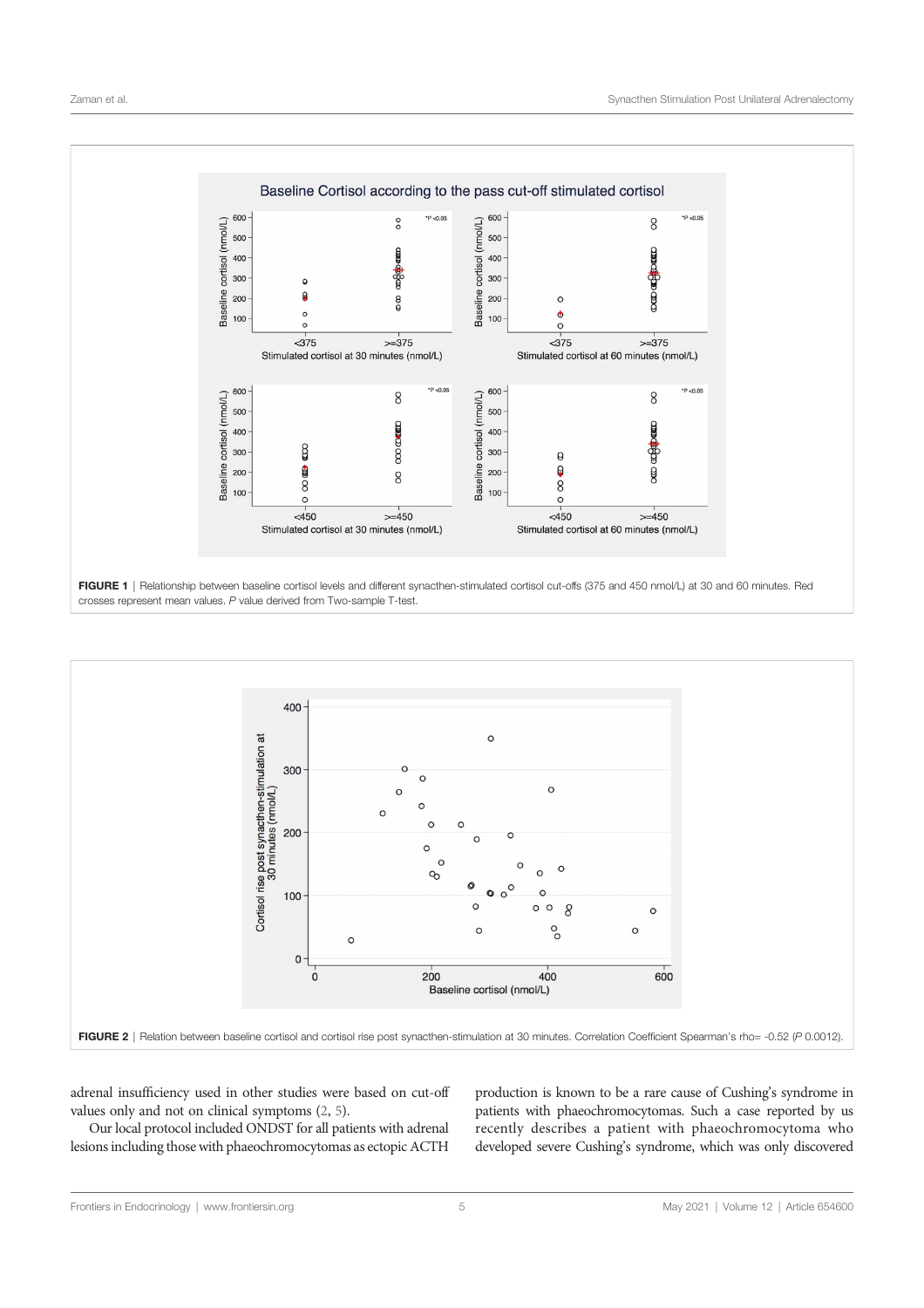FIGURE 1 | Relationship between baseline cortisol levels and different synacthen-stimulated cortisol cut-offs (375 and 450 nmol/L) at 30 and 60 minutes. Red crosses represent mean values. *P* value derived from Two-sample T-test.

FIGURE 2 | Relation between baseline cortisol and cortisol rise post synacthen-stimulation at 30 minutes. Correlation Coefficient Spearman's rho= -0.52 (*P* 0.0012).

adrenal insufficiency used in other studies were based on cut-off values only and not on clinical symptoms (2, 5).

Our local protocol included ONDST for all patients with adrenal lesions including those with phaeochromocytomas as ectopic ACTH production is known to be a rare cause of Cushing's syndrome in patients with phaeochromocytomas. Such a case reported by us recently describes a patient with phaeochromocytoma who developed severe Cushing's syndrome, which was only discovered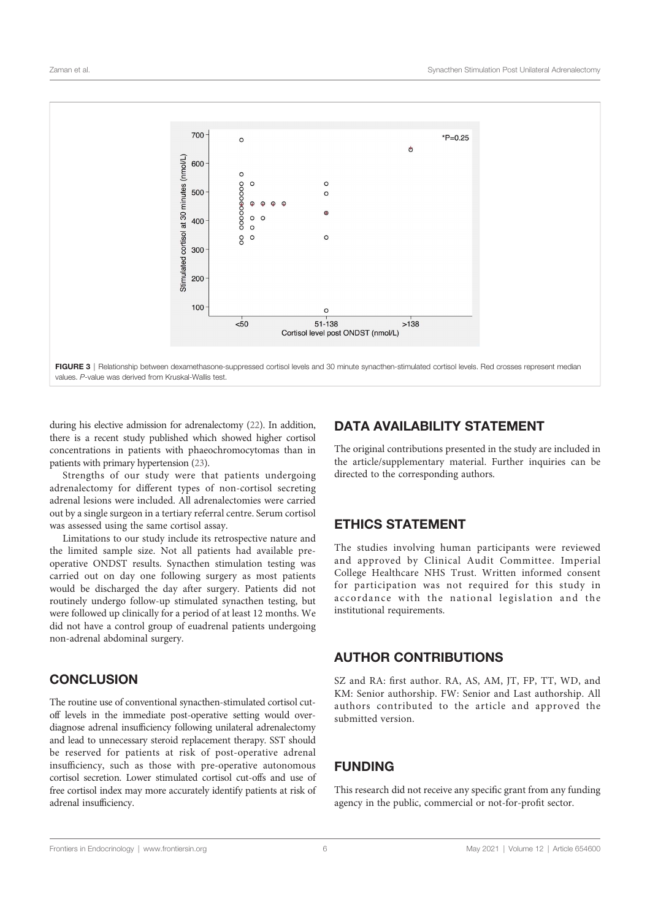FIGURE 3 | Relationship between dexamethasone-suppressed cortisol levels and 30 minute synacthen-stimulated cortisol levels. Red crosses represent median values. *P*-value was derived from Kruskal-Wallis test.

during his elective admission for adrenalectomy (22). In addition, there is a recent study published which showed higher cortisol concentrations in patients with phaeochromocytomas than in patients with primary hypertension (23).

Strengths of our study were that patients undergoing adrenalectomy for different types of non-cortisol secreting adrenal lesions were included. All adrenalectomies were carried out by a single surgeon in a tertiary referral centre. Serum cortisol was assessed using the same cortisol assay.

Limitations to our study include its retrospective nature and the limited sample size. Not all patients had available pre-operative ONDST results. Synacthen stimulation testing was carried out on day one following surgery as most patients would be discharged the day after surgery. Patients did not routinely undergo follow-up stimulated synacthen testing, but were followed up clinically for a period of at least 12 months. We did not have a control group of euadrenal patients undergoing non-adrenal abdominal surgery.

## CONCLUSION

The routine use of conventional synacthen-stimulated cortisol cut-off levels in the immediate post-operative setting would over-diagnose adrenal insufficiency following unilateral adrenalectomy and lead to unnecessary steroid replacement therapy. SST should be reserved for patients at risk of post-operative adrenal insufficiency, such as those with pre-operative autonomous cortisol secretion. Lower stimulated cortisol cut-offs and use of free cortisol index may more accurately identify patients at risk of adrenal insufficiency.

## DATA AVAILABILITY STATEMENT

The original contributions presented in the study are included in the article/supplementary material. Further inquiries can be directed to the corresponding authors.

## ETHICS STATEMENT

The studies involving human participants were reviewed and approved by Clinical Audit Committee. Imperial College Healthcare NHS Trust. Written informed consent for participation was not required for this study in accordance with the national legislation and the institutional requirements.

## AUTHOR CONTRIBUTIONS

SZ and RA: first author. RA, AS, AM, JT, FP, TT, WD, and KM: Senior authorship. FW: Senior and Last authorship. All authors contributed to the article and approved the submitted version.

## FUNDING

This research did not receive any specific grant from any funding agency in the public, commercial or not-for-profit sector.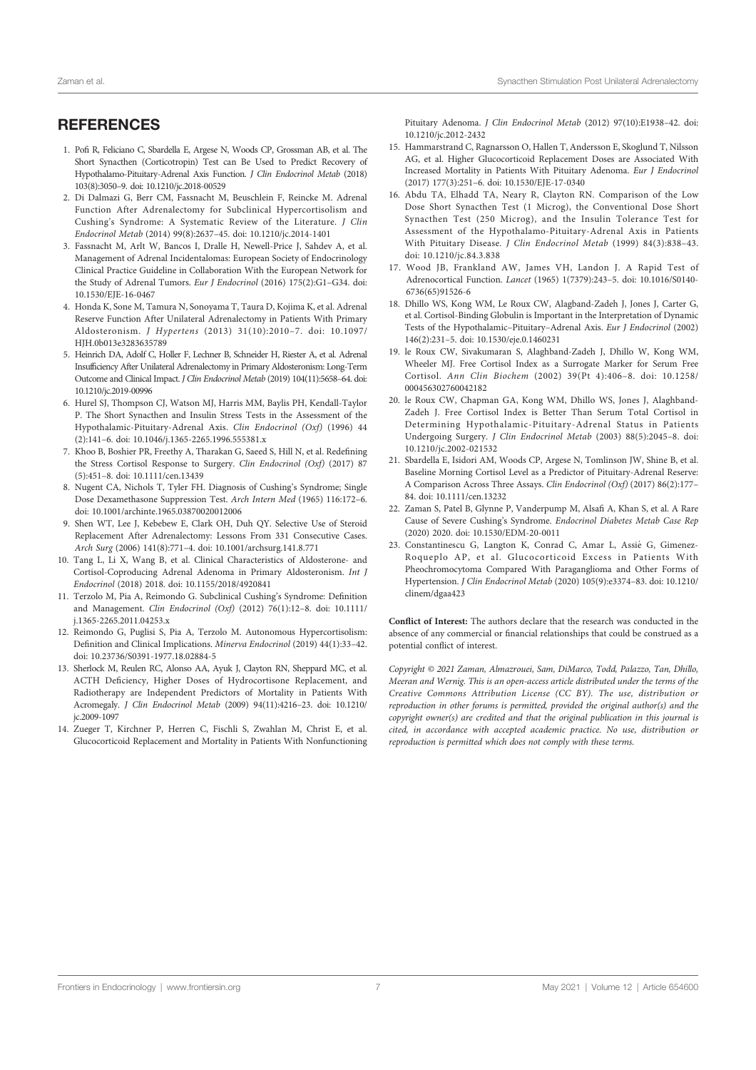## REFERENCES

1. Pofi R, Feliciano C, Sbardella E, Argese N, Woods CP, Grossman AB, et al. The Short Synacthen (Corticotropin) Test can Be Used to Predict Recovery of Hypothalamo-Pituitary-Adrenal Axis Function. *J Clin Endocrinol Metab* (2018) 103(8):3050–9. doi: 10.1210/jc.2018-00529
2. Di Dalmazi G, Berr CM, Fassnacht M, Beuschlein F, Reincke M. Adrenal Function After Adrenalectomy for Subclinical Hypercortisolism and Cushing's Syndrome: A Systematic Review of the Literature. *J Clin Endocrinol Metab* (2014) 99(8):2637–45. doi: 10.1210/jc.2014-1401
3. Fassnacht M, Arlt W, Bancos I, Dralle H, Newell-Price J, Sahdev A, et al. Management of Adrenal Incidentalomas: European Society of Endocrinology Clinical Practice Guideline in Collaboration With the European Network for the Study of Adrenal Tumors. *Eur J Endocrinol* (2016) 175(2):G1–G34. doi: 10.1530/EJE-16-0467
4. Honda K, Sone M, Tamura N, Sonoyama T, Taura D, Kojima K, et al. Adrenal Reserve Function After Unilateral Adrenalectomy in Patients With Primary Aldosteronism. *J Hypertens* (2013) 31(10):2010–7. doi: 10.1097/HJH.0b013e3283635789
5. Heinrich DA, Adolf C, Holler F, Lechner B, Schneider H, Riester A, et al. Adrenal Insufficiency After Unilateral Adrenalectomy in Primary Aldosteronism: Long-Term Outcome and Clinical Impact. *J Clin Endocrinol Metab* (2019) 104(11):5658–64. doi: 10.1210/jc.2019-00996
6. Hurel SJ, Thompson CJ, Watson MJ, Harris MM, Baylis PH, Kendall-Taylor P. The Short Synacthen and Insulin Stress Tests in the Assessment of the Hypothalamic-Pituitary-Adrenal Axis. *Clin Endocrinol (Oxf)* (1996) 44 (2):141–6. doi: 10.1046/j.1365-2265.1996.555381.x
7. Khoo B, Boshier PR, Freethy A, Tharakan G, Saeed S, Hill N, et al. Redefining the Stress Cortisol Response to Surgery. *Clin Endocrinol (Oxf)* (2017) 87 (5):451–8. doi: 10.1111/cen.13439
8. Nugent CA, Nichols T, Tyler FH. Diagnosis of Cushing's Syndrome; Single Dose Dexamethasone Suppression Test. *Arch Intern Med* (1965) 116:172–6. doi: 10.1001/archinte.1965.03870020012006
9. Shen WT, Lee J, Kebebew E, Clark OH, Duh QY. Selective Use of Steroid Replacement After Adrenalectomy: Lessons From 331 Consecutive Cases. *Arch Surg* (2006) 141(8):771–4. doi: 10.1001/archsurg.141.8.771
10. Tang L, Li X, Wang B, et al. Clinical Characteristics of Aldosterone- and Cortisol-Coproducing Adrenal Adenoma in Primary Aldosteronism. *Int J Endocrinol* (2018) 2018. doi: 10.1155/2018/4920841
11. Terzolo M, Pia A, Reimondo G. Subclinical Cushing's Syndrome: Definition and Management. *Clin Endocrinol (Oxf)* (2012) 76(1):12–8. doi: 10.1111/j.1365-2265.2011.04253.x
12. Reimondo G, Puglisi S, Pia A, Terzolo M. Autonomous Hypercortisolism: Definition and Clinical Implications. *Minerva Endocrinol* (2019) 44(1):33–42. doi: 10.23736/S0391-1977.18.02884-5
13. Sherlock M, Reulen RC, Alonso AA, Ayuk J, Clayton RN, Sheppard MC, et al. ACTH Deficiency, Higher Doses of Hydrocortisone Replacement, and Radiotherapy are Independent Predictors of Mortality in Patients With Acromegaly. *J Clin Endocrinol Metab* (2009) 94(11):4216–23. doi: 10.1210/jc.2009-1097
14. Zueger T, Kirchner P, Herren C, Fischli S, Zwahlan M, Christ E, et al. Glucocorticoid Replacement and Mortality in Patients With Nonfunctioning Pituitary Adenoma. *J Clin Endocrinol Metab* (2012) 97(10):E1938–42. doi: 10.1210/jc.2012-2432
15. Hammarstrand C, Ragnarsson O, Hallen T, Andersson E, Skoglund T, Nilsson AG, et al. Higher Glucocorticoid Replacement Doses are Associated With Increased Mortality in Patients With Pituitary Adenoma. *Eur J Endocrinol* (2017) 177(3):251–6. doi: 10.1530/EJE-17-0340
16. Abdu TA, Elhadd TA, Neary R, Clayton RN. Comparison of the Low Dose Short Synacthen Test (1 Microg), the Conventional Dose Short Synacthen Test (250 Microg), and the Insulin Tolerance Test for Assessment of the Hypothalamo-Pituitary-Adrenal Axis in Patients With Pituitary Disease. *J Clin Endocrinol Metab* (1999) 84(3):838–43. doi: 10.1210/jc.84.3.838
17. Wood JB, Frankland AW, James VH, Landon J. A Rapid Test of Adrenocortical Function. *Lancet* (1965) 1(7379):243–5. doi: 10.1016/S0140-6736(65)91526-6
18. Dhillo WS, Kong WM, Le Roux CW, Alagband-Zadeh J, Jones J, Carter G, et al. Cortisol-Binding Globulin is Important in the Interpretation of Dynamic Tests of the Hypothalamic–Pituitary–Adrenal Axis. *Eur J Endocrinol* (2002) 146(2):231–5. doi: 10.1530/eje.0.1460231
19. le Roux CW, Sivakumaran S, Alaghband-Zadeh J, Dhillo W, Kong WM, Wheeler MJ. Free Cortisol Index as a Surrogate Marker for Serum Free Cortisol. *Ann Clin Biochem* (2002) 39(Pt 4):406–8. doi: 10.1258/000456302760042182
20. le Roux CW, Chapman GA, Kong WM, Dhillo WS, Jones J, Alaghband-Zadeh J. Free Cortisol Index is Better Than Serum Total Cortisol in Determining Hypothalamic-Pituitary-Adrenal Status in Patients Undergoing Surgery. *J Clin Endocrinol Metab* (2003) 88(5):2045–8. doi: 10.1210/jc.2002-021532
21. Sbardella E, Isidori AM, Woods CP, Argese N, Tomlinson JW, Shine B, et al. Baseline Morning Cortisol Level as a Predictor of Pituitary-Adrenal Reserve: A Comparison Across Three Assays. *Clin Endocrinol (Oxf)* (2017) 86(2):177–84. doi: 10.1111/cen.13232
22. Zaman S, Patel B, Glynne P, Vanderpump M, Alsafi A, Khan S, et al. A Rare Cause of Severe Cushing's Syndrome. *Endocrinol Diabetes Metab Case Rep* (2020) 2020. doi: 10.1530/EDM-20-0011
23. Constantinescu G, Langton K, Conrad C, Amar L, Assié G, Gimenez-Roqueplo AP, et al. Glucocorticoid Excess in Patients With Pheochromocytoma Compared With Paraganglioma and Other Forms of Hypertension. *J Clin Endocrinol Metab* (2020) 105(9):e3374–83. doi: 10.1210/clinem/dgaa423

**Conflict of Interest:** The authors declare that the research was conducted in the absence of any commercial or financial relationships that could be construed as a potential conflict of interest.

*Copyright © 2021 Zaman, Almazrouei, Sam, DiMarco, Todd, Palazzo, Tan, Dhillo, Meeran and Wernig. This is an open-access article distributed under the terms of the Creative Commons Attribution License (CC BY). The use, distribution or reproduction in other forums is permitted, provided the original author(s) and the copyright owner(s) are credited and that the original publication in this journal is cited, in accordance with accepted academic practice. No use, distribution or reproduction is permitted which does not comply with these terms.*